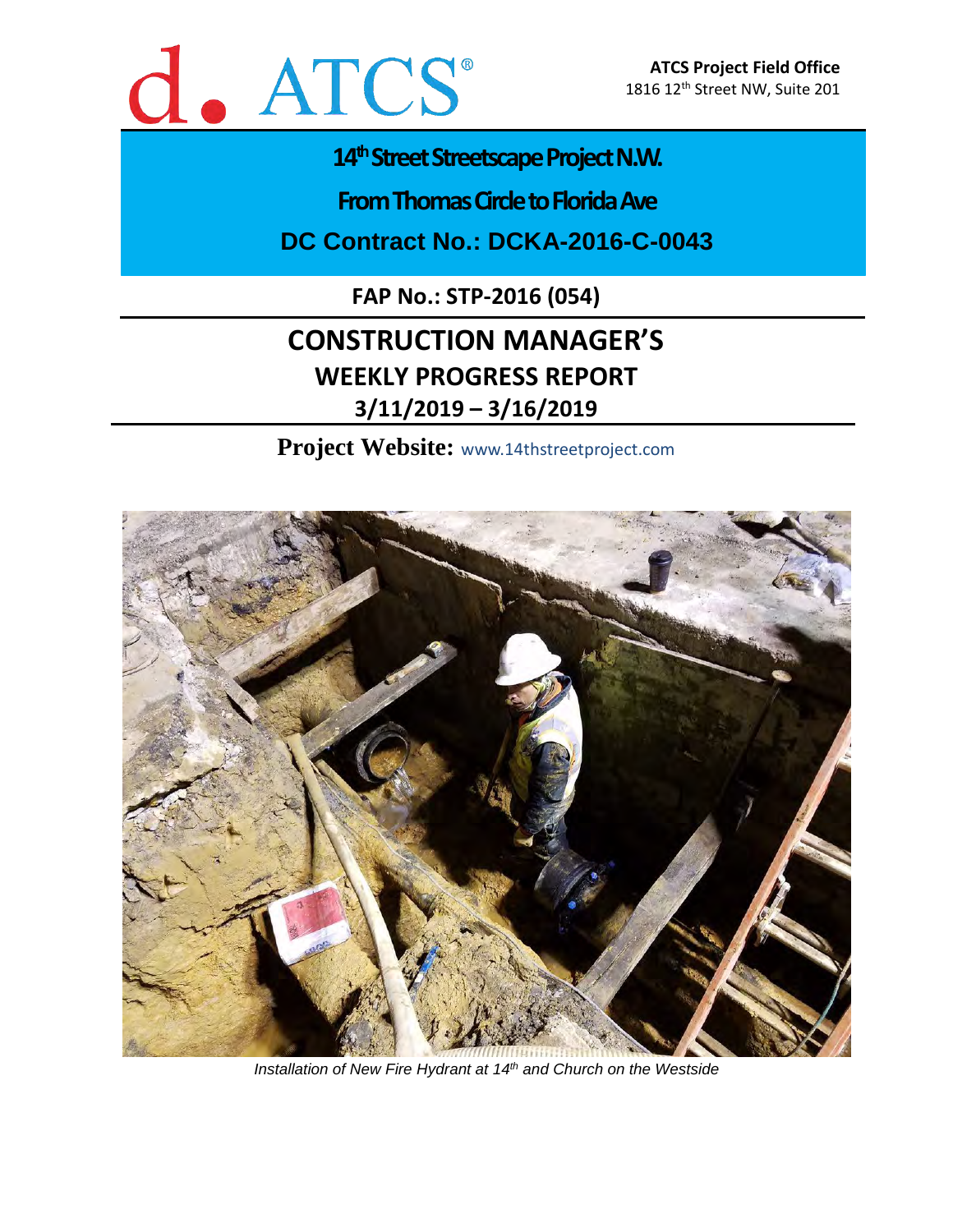d. ATCS®

**ATCS Project Field Office**
1816 12th Street NW, Suite 201

# 14th Street Streetscape Project N.W.

## From Thomas Circle to Florida Ave

## DC Contract No.: DCKA-2016-C-0043

**FAP No.: STP-2016 (054)**

# CONSTRUCTION MANAGER'S

## WEEKLY PROGRESS REPORT

## 3/11/2019 – 3/16/2019

**Project Website:** www.14thstreetproject.com

*Installation of New Fire Hydrant at 14th and Church on the Westside*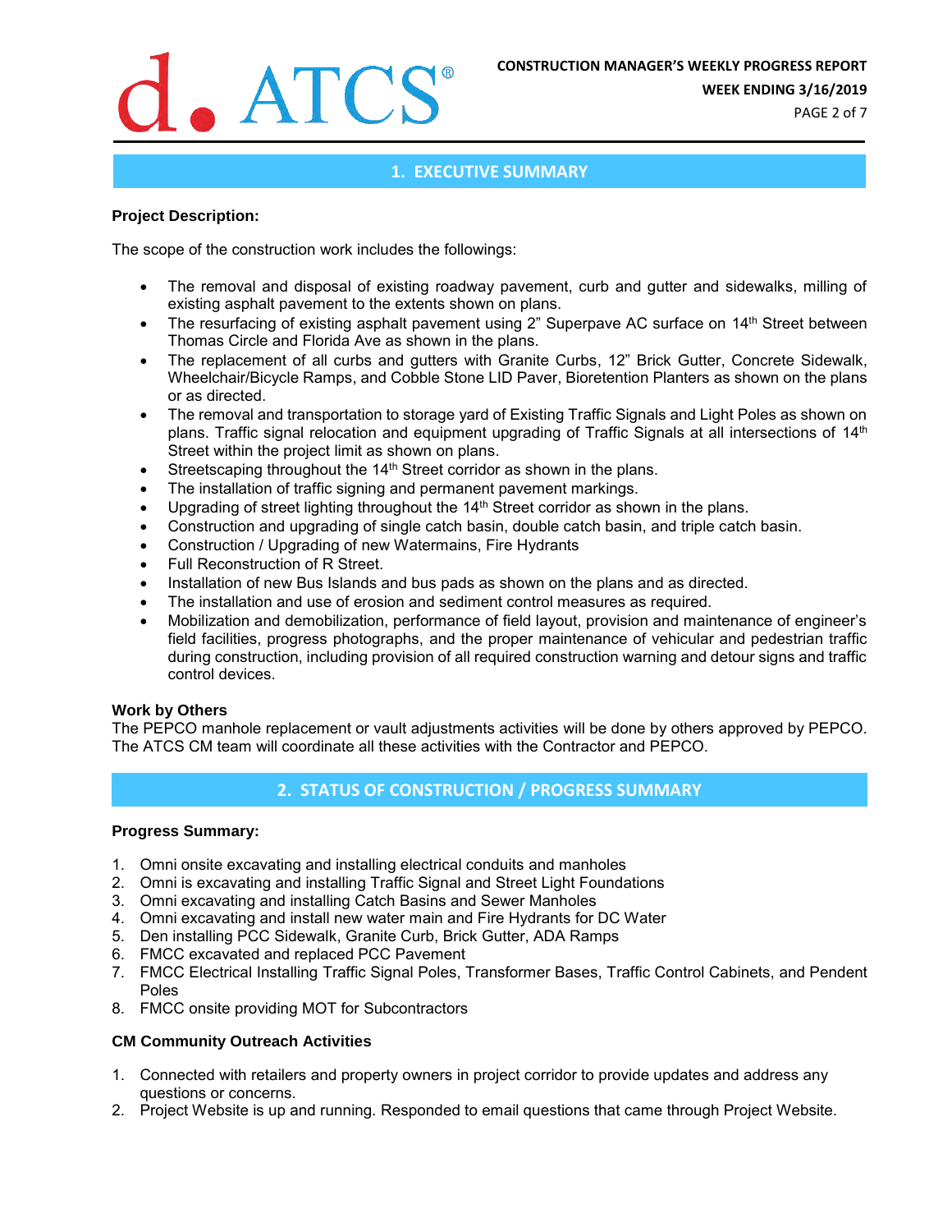## 1. EXECUTIVE SUMMARY

**Project Description:**

The scope of the construction work includes the followings:

- The removal and disposal of existing roadway pavement, curb and gutter and sidewalks, milling of existing asphalt pavement to the extents shown on plans.
- The resurfacing of existing asphalt pavement using 2" Superpave AC surface on 14th Street between Thomas Circle and Florida Ave as shown in the plans.
- The replacement of all curbs and gutters with Granite Curbs, 12" Brick Gutter, Concrete Sidewalk, Wheelchair/Bicycle Ramps, and Cobble Stone LID Paver, Bioretention Planters as shown on the plans or as directed.
- The removal and transportation to storage yard of Existing Traffic Signals and Light Poles as shown on plans. Traffic signal relocation and equipment upgrading of Traffic Signals at all intersections of 14th Street within the project limit as shown on plans.
- Streetscaping throughout the 14th Street corridor as shown in the plans.
- The installation of traffic signing and permanent pavement markings.
- Upgrading of street lighting throughout the 14th Street corridor as shown in the plans.
- Construction and upgrading of single catch basin, double catch basin, and triple catch basin.
- Construction / Upgrading of new Watermains, Fire Hydrants
- Full Reconstruction of R Street.
- Installation of new Bus Islands and bus pads as shown on the plans and as directed.
- The installation and use of erosion and sediment control measures as required.
- Mobilization and demobilization, performance of field layout, provision and maintenance of engineer's field facilities, progress photographs, and the proper maintenance of vehicular and pedestrian traffic during construction, including provision of all required construction warning and detour signs and traffic control devices.

**Work by Others**

The PEPCO manhole replacement or vault adjustments activities will be done by others approved by PEPCO. The ATCS CM team will coordinate all these activities with the Contractor and PEPCO.

## 2. STATUS OF CONSTRUCTION / PROGRESS SUMMARY

**Progress Summary:**

1. Omni onsite excavating and installing electrical conduits and manholes
2. Omni is excavating and installing Traffic Signal and Street Light Foundations
3. Omni excavating and installing Catch Basins and Sewer Manholes
4. Omni excavating and install new water main and Fire Hydrants for DC Water
5. Den installing PCC Sidewalk, Granite Curb, Brick Gutter, ADA Ramps
6. FMCC excavated and replaced PCC Pavement
7. FMCC Electrical Installing Traffic Signal Poles, Transformer Bases, Traffic Control Cabinets, and Pendent Poles
8. FMCC onsite providing MOT for Subcontractors

**CM Community Outreach Activities**

1. Connected with retailers and property owners in project corridor to provide updates and address any questions or concerns.
2. Project Website is up and running. Responded to email questions that came through Project Website.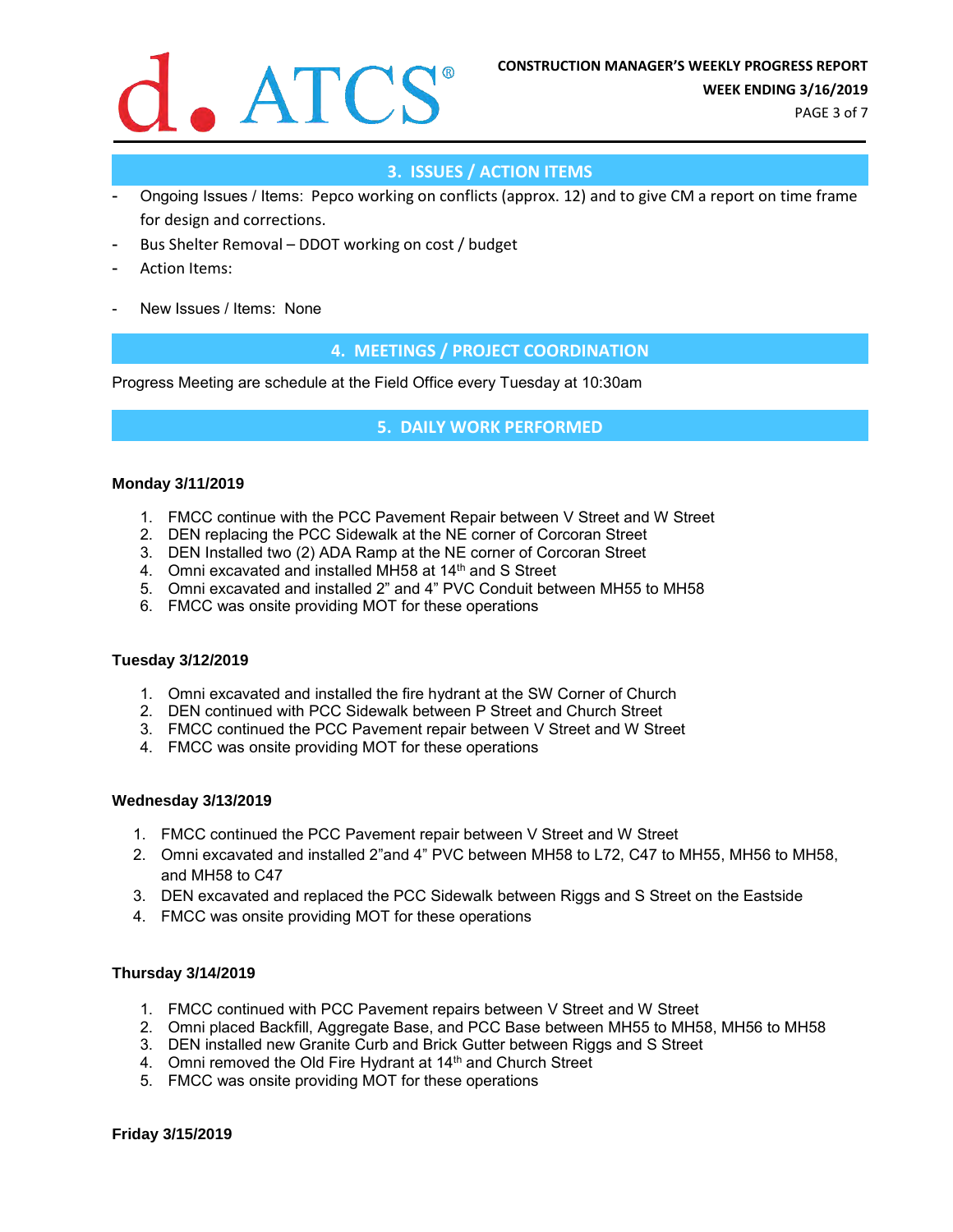## 3. ISSUES / ACTION ITEMS

- Ongoing Issues / Items: Pepco working on conflicts (approx. 12) and to give CM a report on time frame for design and corrections.
- Bus Shelter Removal – DDOT working on cost / budget
- Action Items:

- New Issues / Items: None

## 4. MEETINGS / PROJECT COORDINATION

Progress Meeting are schedule at the Field Office every Tuesday at 10:30am

## 5. DAILY WORK PERFORMED

**Monday 3/11/2019**

1. FMCC continue with the PCC Pavement Repair between V Street and W Street
2. DEN replacing the PCC Sidewalk at the NE corner of Corcoran Street
3. DEN Installed two (2) ADA Ramp at the NE corner of Corcoran Street
4. Omni excavated and installed MH58 at 14th and S Street
5. Omni excavated and installed 2" and 4" PVC Conduit between MH55 to MH58
6. FMCC was onsite providing MOT for these operations

**Tuesday 3/12/2019**

1. Omni excavated and installed the fire hydrant at the SW Corner of Church
2. DEN continued with PCC Sidewalk between P Street and Church Street
3. FMCC continued the PCC Pavement repair between V Street and W Street
4. FMCC was onsite providing MOT for these operations

**Wednesday 3/13/2019**

1. FMCC continued the PCC Pavement repair between V Street and W Street
2. Omni excavated and installed 2"and 4" PVC between MH58 to L72, C47 to MH55, MH56 to MH58, and MH58 to C47
3. DEN excavated and replaced the PCC Sidewalk between Riggs and S Street on the Eastside
4. FMCC was onsite providing MOT for these operations

**Thursday 3/14/2019**

1. FMCC continued with PCC Pavement repairs between V Street and W Street
2. Omni placed Backfill, Aggregate Base, and PCC Base between MH55 to MH58, MH56 to MH58
3. DEN installed new Granite Curb and Brick Gutter between Riggs and S Street
4. Omni removed the Old Fire Hydrant at 14th and Church Street
5. FMCC was onsite providing MOT for these operations

**Friday 3/15/2019**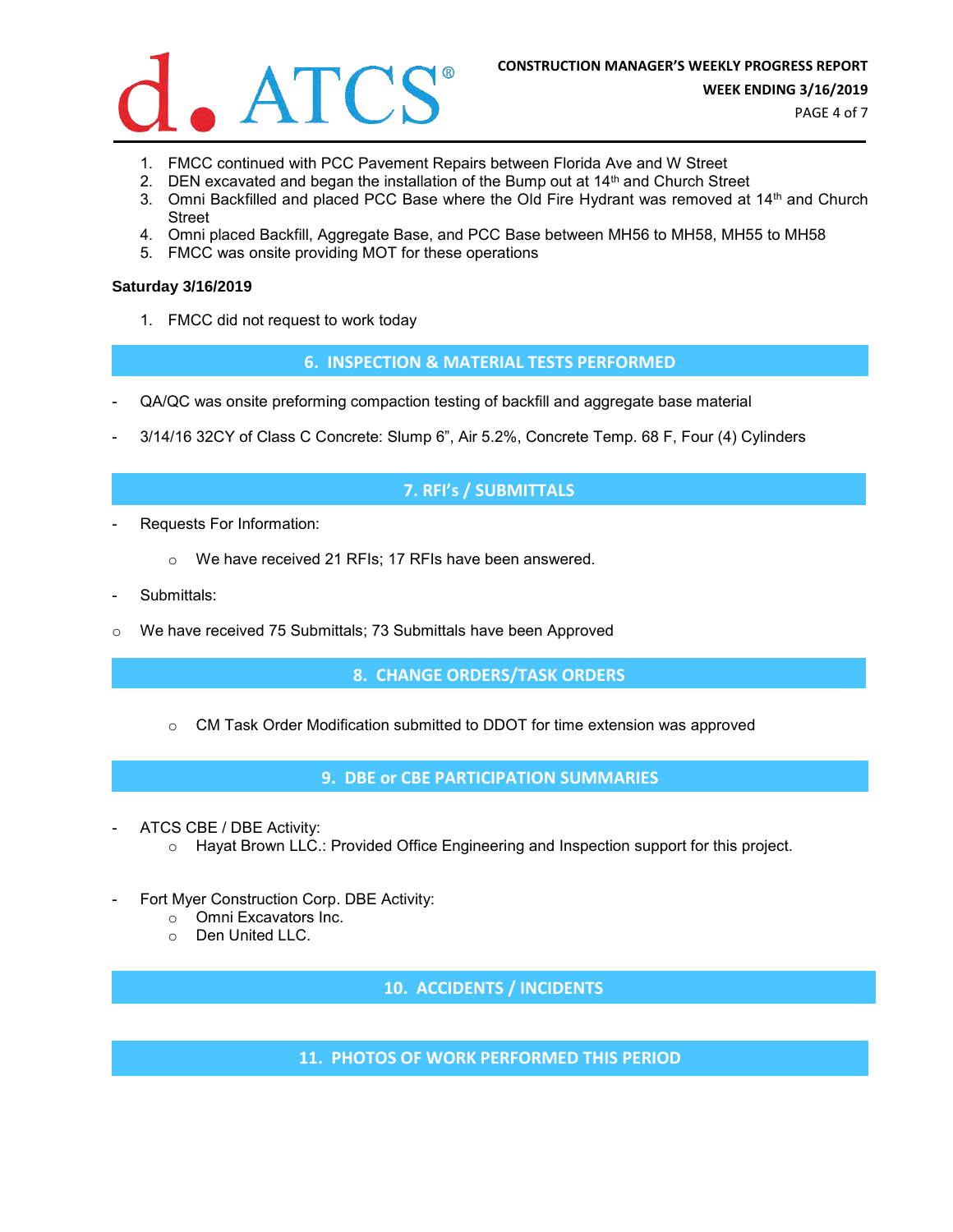1. FMCC continued with PCC Pavement Repairs between Florida Ave and W Street
2. DEN excavated and began the installation of the Bump out at 14th and Church Street
3. Omni Backfilled and placed PCC Base where the Old Fire Hydrant was removed at 14th and Church Street
4. Omni placed Backfill, Aggregate Base, and PCC Base between MH56 to MH58, MH55 to MH58
5. FMCC was onsite providing MOT for these operations

**Saturday 3/16/2019**

1. FMCC did not request to work today

## 6. INSPECTION & MATERIAL TESTS PERFORMED

- QA/QC was onsite preforming compaction testing of backfill and aggregate base material
- 3/14/16 32CY of Class C Concrete: Slump 6", Air 5.2%, Concrete Temp. 68 F, Four (4) Cylinders

## 7. RFI's / SUBMITTALS

- Requests For Information:
  - We have received 21 RFIs; 17 RFIs have been answered.
- Submittals:
- We have received 75 Submittals; 73 Submittals have been Approved

## 8. CHANGE ORDERS/TASK ORDERS

- CM Task Order Modification submitted to DDOT for time extension was approved

## 9. DBE or CBE PARTICIPATION SUMMARIES

- ATCS CBE / DBE Activity:
  - Hayat Brown LLC.: Provided Office Engineering and Inspection support for this project.
- Fort Myer Construction Corp. DBE Activity:
  - Omni Excavators Inc.
  - Den United LLC.

## 10. ACCIDENTS / INCIDENTS

## 11. PHOTOS OF WORK PERFORMED THIS PERIOD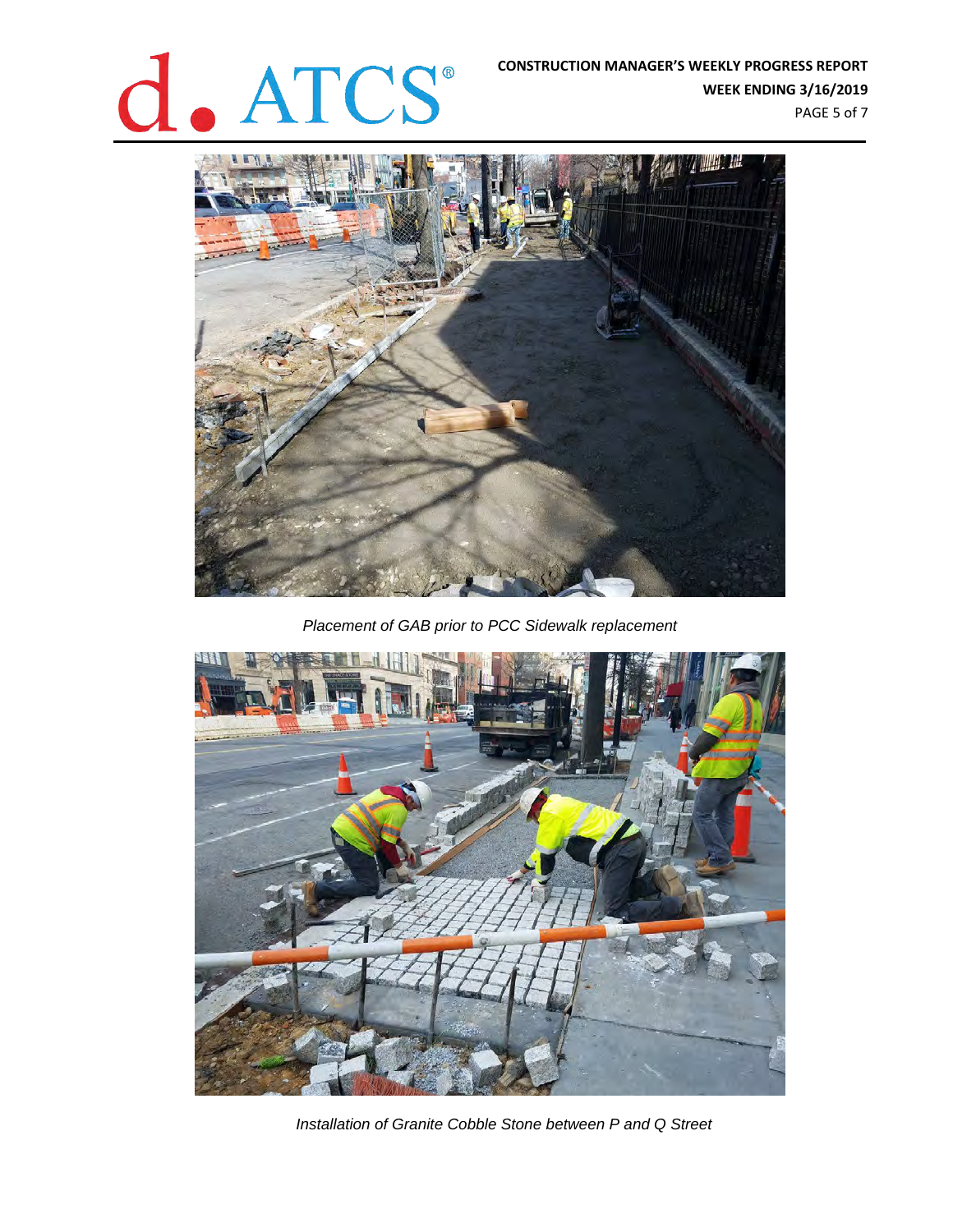*Placement of GAB prior to PCC Sidewalk replacement*

*Installation of Granite Cobble Stone between P and Q Street*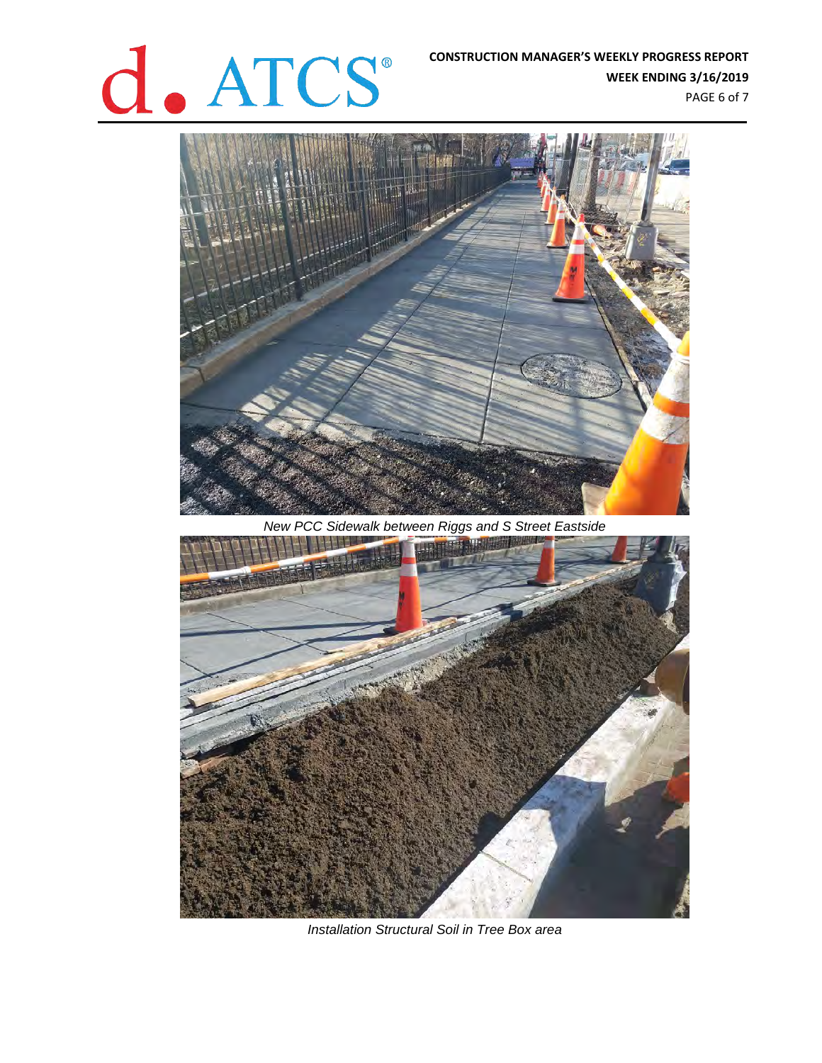*New PCC Sidewalk between Riggs and S Street Eastside*

*Installation Structural Soil in Tree Box area*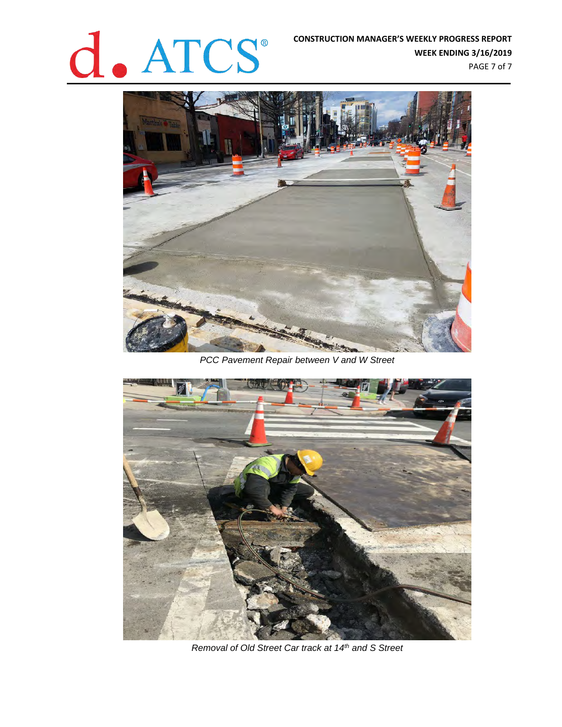*PCC Pavement Repair between V and W Street*

*Removal of Old Street Car track at $14^{th}$ and S Street*